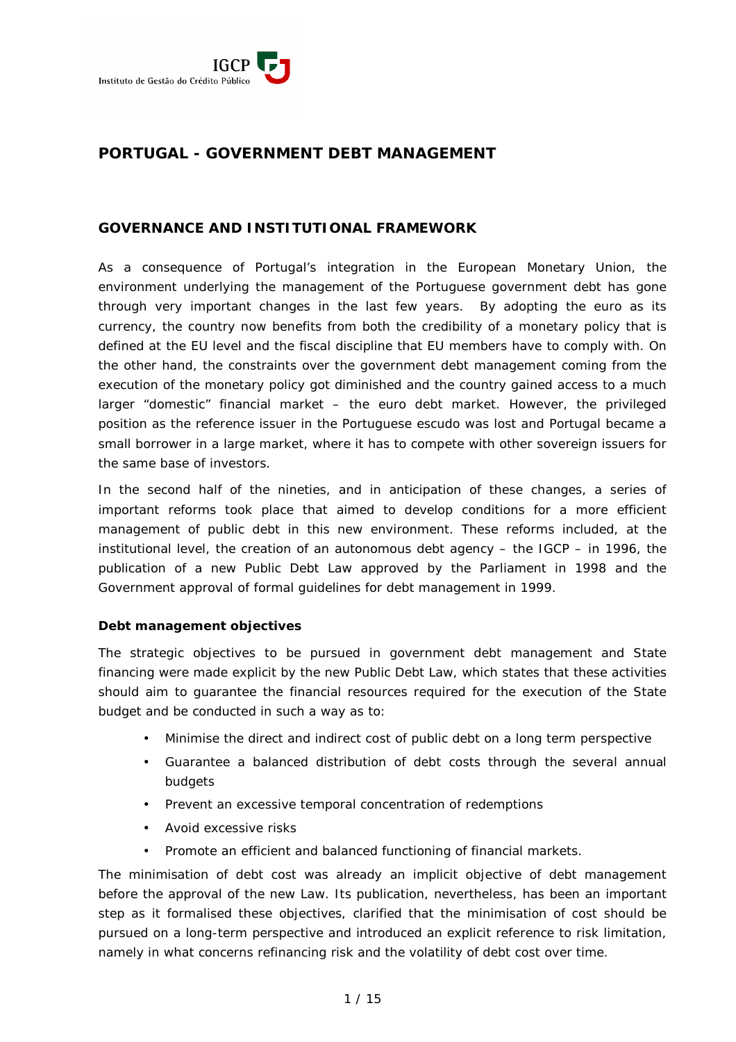# PORTUGAL - GOVERNMENT DEBT MANAGEMENT

## GOVERNANCE AND INSTITUTIONAL FRAMEWORK

As a consequence of Portugal's integration in the European Monetary Union, the environment underlying the management of the Portuguese government debt has gone through very important changes in the last few years. By adopting the euro as its currency, the country now benefits from both the credibility of a monetary policy that is defined at the EU level and the fiscal discipline that EU members have to comply with. On the other hand, the constraints over the government debt management coming from the execution of the monetary policy got diminished and the country gained access to a much larger "domestic" financial market – the euro debt market. However, the privileged position as the reference issuer in the Portuguese escudo was lost and Portugal became a small borrower in a large market, where it has to compete with other sovereign issuers for the same base of investors.

In the second half of the nineties, and in anticipation of these changes, a series of important reforms took place that aimed to develop conditions for a more efficient management of public debt in this new environment. These reforms included, at the institutional level, the creation of an autonomous debt agency – the IGCP – in 1996, the publication of a new Public Debt Law approved by the Parliament in 1998 and the Government approval of formal guidelines for debt management in 1999.

### Debt management objectives

The strategic objectives to be pursued in government debt management and State financing were made explicit by the new Public Debt Law, which states that these activities should aim to guarantee the financial resources required for the execution of the State budget and be conducted in such a way as to:

- Minimise the direct and indirect cost of public debt on a long term perspective
- Guarantee a balanced distribution of debt costs through the several annual budgets
- Prevent an excessive temporal concentration of redemptions
- Avoid excessive risks
- Promote an efficient and balanced functioning of financial markets.

The minimisation of debt cost was already an implicit objective of debt management before the approval of the new Law. Its publication, nevertheless, has been an important step as it formalised these objectives, clarified that the minimisation of cost should be pursued on a long-term perspective and introduced an explicit reference to risk limitation, namely in what concerns refinancing risk and the volatility of debt cost over time.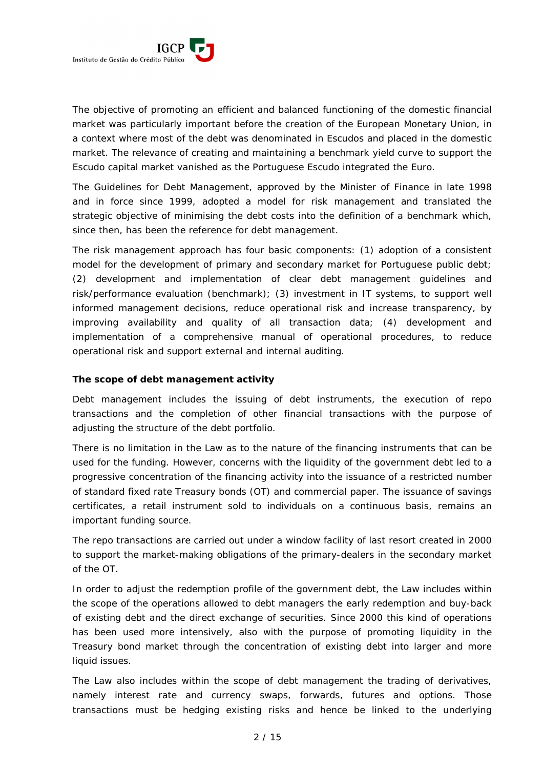The objective of promoting an efficient and balanced functioning of the domestic financial market was particularly important before the creation of the European Monetary Union, in a context where most of the debt was denominated in Escudos and placed in the domestic market. The relevance of creating and maintaining a benchmark yield curve to support the Escudo capital market vanished as the Portuguese Escudo integrated the Euro.

The Guidelines for Debt Management, approved by the Minister of Finance in late 1998 and in force since 1999, adopted a model for risk management and translated the strategic objective of minimising the debt costs into the definition of a benchmark which, since then, has been the reference for debt management.

The risk management approach has four basic components: (1) adoption of a consistent model for the development of primary and secondary market for Portuguese public debt; (2) development and implementation of clear debt management guidelines and risk/performance evaluation (benchmark); (3) investment in IT systems, to support well informed management decisions, reduce operational risk and increase transparency, by improving availability and quality of all transaction data; (4) development and implementation of a comprehensive manual of operational procedures, to reduce operational risk and support external and internal auditing.

**The scope of debt management activity**

Debt management includes the issuing of debt instruments, the execution of repo transactions and the completion of other financial transactions with the purpose of adjusting the structure of the debt portfolio.

There is no limitation in the Law as to the nature of the financing instruments that can be used for the funding. However, concerns with the liquidity of the government debt led to a progressive concentration of the financing activity into the issuance of a restricted number of standard fixed rate Treasury bonds (OT) and commercial paper. The issuance of savings certificates, a retail instrument sold to individuals on a continuous basis, remains an important funding source.

The repo transactions are carried out under a window facility of last resort created in 2000 to support the market-making obligations of the primary-dealers in the secondary market of the OT.

In order to adjust the redemption profile of the government debt, the Law includes within the scope of the operations allowed to debt managers the early redemption and buy-back of existing debt and the direct exchange of securities. Since 2000 this kind of operations has been used more intensively, also with the purpose of promoting liquidity in the Treasury bond market through the concentration of existing debt into larger and more liquid issues.

The Law also includes within the scope of debt management the trading of derivatives, namely interest rate and currency swaps, forwards, futures and options. Those transactions must be hedging existing risks and hence be linked to the underlying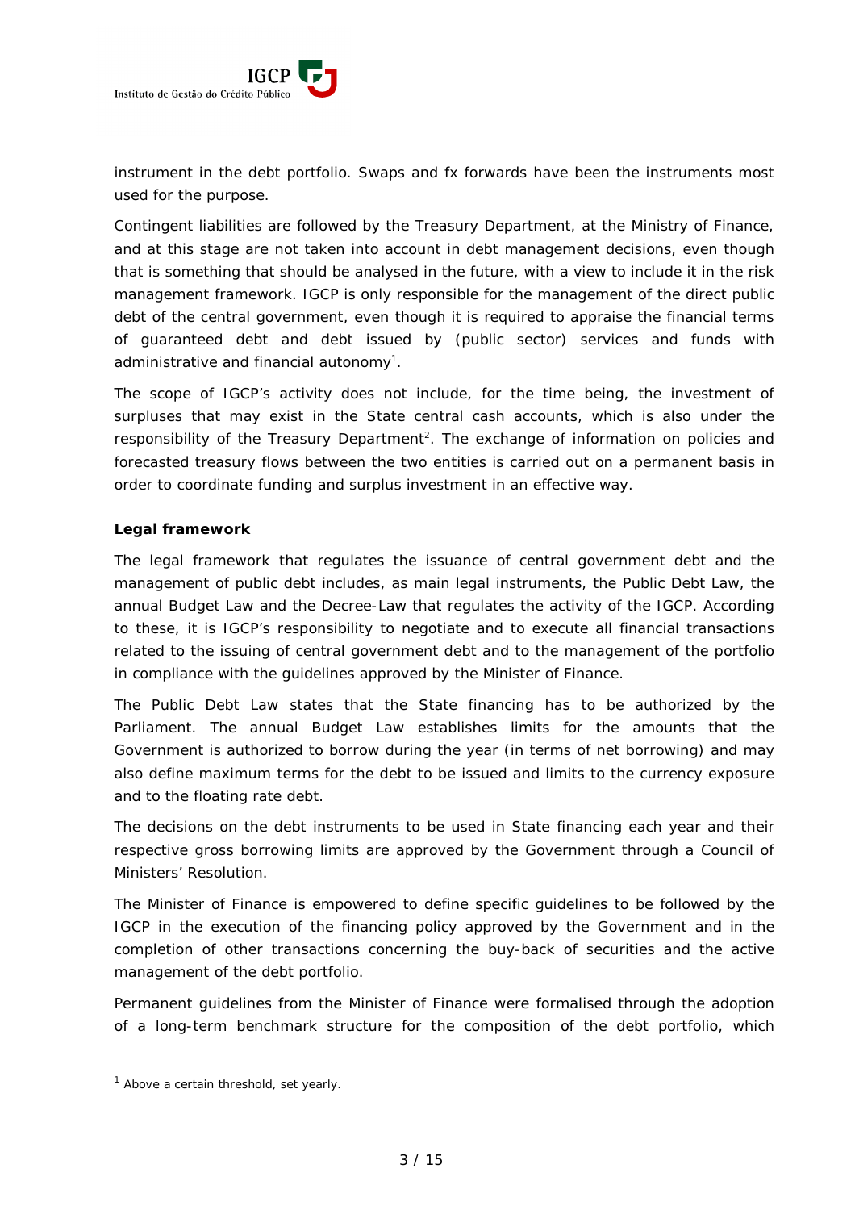instrument in the debt portfolio. Swaps and fx forwards have been the instruments most used for the purpose.

Contingent liabilities are followed by the Treasury Department, at the Ministry of Finance, and at this stage are not taken into account in debt management decisions, even though that is something that should be analysed in the future, with a view to include it in the risk management framework. IGCP is only responsible for the management of the direct public debt of the central government, even though it is required to appraise the financial terms of guaranteed debt and debt issued by (public sector) services and funds with administrative and financial autonomy[1].

The scope of IGCP's activity does not include, for the time being, the investment of surpluses that may exist in the State central cash accounts, which is also under the responsibility of the Treasury Department[2]. The exchange of information on policies and forecasted treasury flows between the two entities is carried out on a permanent basis in order to coordinate funding and surplus investment in an effective way.

**Legal framework**

The legal framework that regulates the issuance of central government debt and the management of public debt includes, as main legal instruments, the Public Debt Law, the annual Budget Law and the Decree-Law that regulates the activity of the IGCP. According to these, it is IGCP's responsibility to negotiate and to execute all financial transactions related to the issuing of central government debt and to the management of the portfolio in compliance with the guidelines approved by the Minister of Finance.

The Public Debt Law states that the State financing has to be authorized by the Parliament. The annual Budget Law establishes limits for the amounts that the Government is authorized to borrow during the year (in terms of net borrowing) and may also define maximum terms for the debt to be issued and limits to the currency exposure and to the floating rate debt.

The decisions on the debt instruments to be used in State financing each year and their respective gross borrowing limits are approved by the Government through a Council of Ministers' Resolution.

The Minister of Finance is empowered to define specific guidelines to be followed by the IGCP in the execution of the financing policy approved by the Government and in the completion of other transactions concerning the buy-back of securities and the active management of the debt portfolio.

Permanent guidelines from the Minister of Finance were formalised through the adoption of a long-term benchmark structure for the composition of the debt portfolio, which

---

[1] Above a certain threshold, set yearly.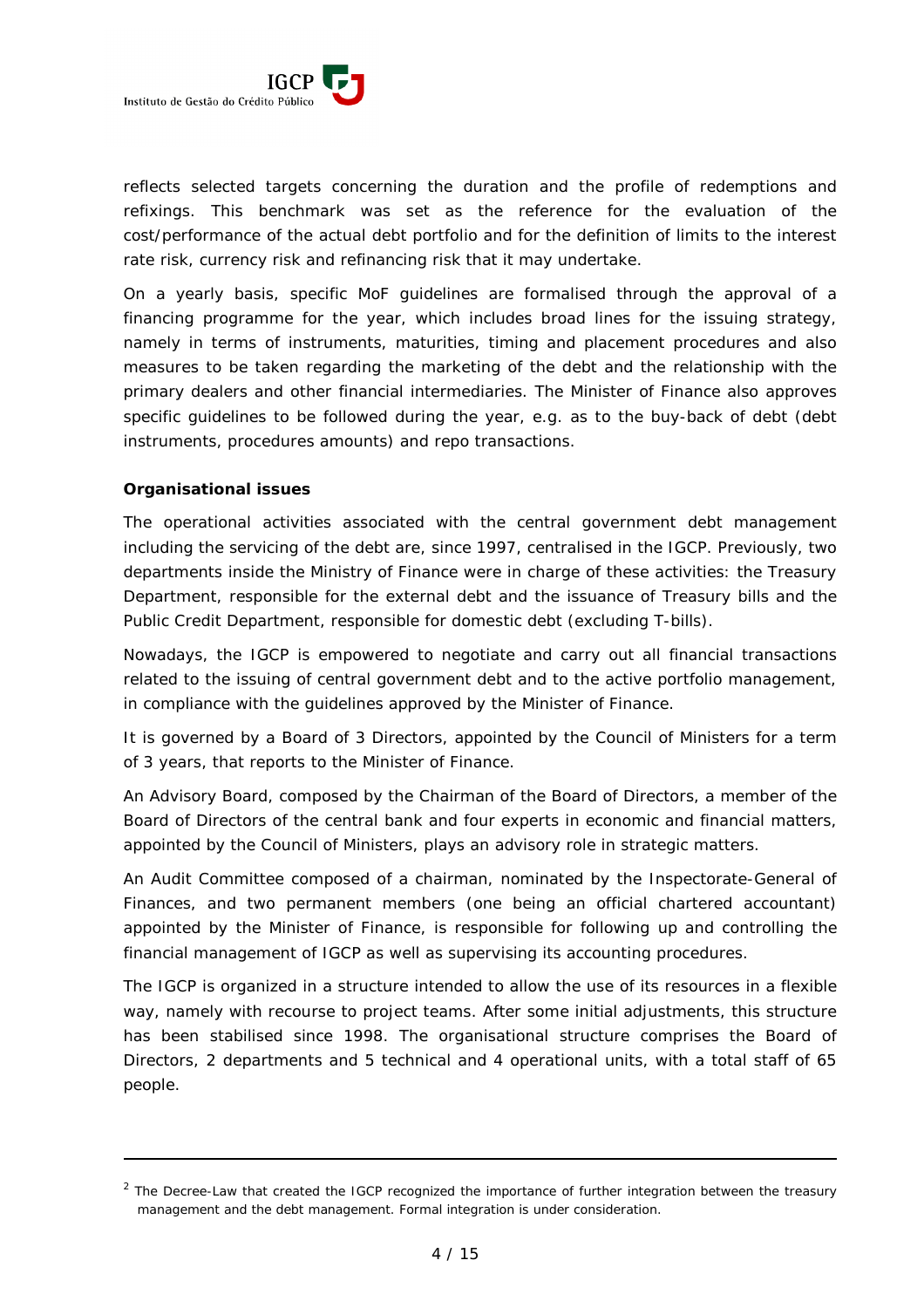reflects selected targets concerning the duration and the profile of redemptions and refixings. This benchmark was set as the reference for the evaluation of the cost/performance of the actual debt portfolio and for the definition of limits to the interest rate risk, currency risk and refinancing risk that it may undertake.

On a yearly basis, specific MoF guidelines are formalised through the approval of a financing programme for the year, which includes broad lines for the issuing strategy, namely in terms of instruments, maturities, timing and placement procedures and also measures to be taken regarding the marketing of the debt and the relationship with the primary dealers and other financial intermediaries. The Minister of Finance also approves specific guidelines to be followed during the year, e.g. as to the buy-back of debt (debt instruments, procedures amounts) and repo transactions.

**Organisational issues**

The operational activities associated with the central government debt management including the servicing of the debt are, since 1997, centralised in the IGCP. Previously, two departments inside the Ministry of Finance were in charge of these activities: the Treasury Department, responsible for the external debt and the issuance of Treasury bills and the Public Credit Department, responsible for domestic debt (excluding T-bills).

Nowadays, the IGCP is empowered to negotiate and carry out all financial transactions related to the issuing of central government debt and to the active portfolio management, in compliance with the guidelines approved by the Minister of Finance.

It is governed by a Board of 3 Directors, appointed by the Council of Ministers for a term of 3 years, that reports to the Minister of Finance.

An Advisory Board, composed by the Chairman of the Board of Directors, a member of the Board of Directors of the central bank and four experts in economic and financial matters, appointed by the Council of Ministers, plays an advisory role in strategic matters.

An Audit Committee composed of a chairman, nominated by the Inspectorate-General of Finances, and two permanent members (one being an official chartered accountant) appointed by the Minister of Finance, is responsible for following up and controlling the financial management of IGCP as well as supervising its accounting procedures.

The IGCP is organized in a structure intended to allow the use of its resources in a flexible way, namely with recourse to project teams. After some initial adjustments, this structure has been stabilised since 1998. The organisational structure comprises the Board of Directors, 2 departments and 5 technical and 4 operational units, with a total staff of 65 people.

---

[2] The Decree-Law that created the IGCP recognized the importance of further integration between the treasury management and the debt management. Formal integration is under consideration.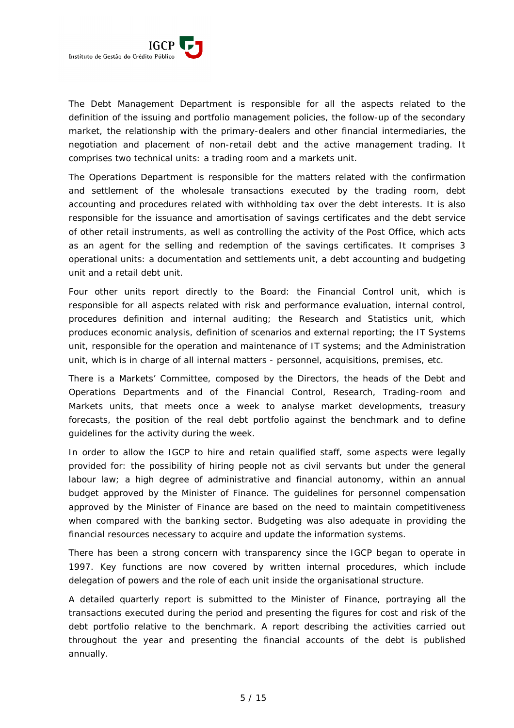The Debt Management Department is responsible for all the aspects related to the definition of the issuing and portfolio management policies, the follow-up of the secondary market, the relationship with the primary-dealers and other financial intermediaries, the negotiation and placement of non-retail debt and the active management trading. It comprises two technical units: a trading room and a markets unit.

The Operations Department is responsible for the matters related with the confirmation and settlement of the wholesale transactions executed by the trading room, debt accounting and procedures related with withholding tax over the debt interests. It is also responsible for the issuance and amortisation of savings certificates and the debt service of other retail instruments, as well as controlling the activity of the Post Office, which acts as an agent for the selling and redemption of the savings certificates. It comprises 3 operational units: a documentation and settlements unit, a debt accounting and budgeting unit and a retail debt unit.

Four other units report directly to the Board: the Financial Control unit, which is responsible for all aspects related with risk and performance evaluation, internal control, procedures definition and internal auditing; the Research and Statistics unit, which produces economic analysis, definition of scenarios and external reporting; the IT Systems unit, responsible for the operation and maintenance of IT systems; and the Administration unit, which is in charge of all internal matters - personnel, acquisitions, premises, etc.

There is a Markets' Committee, composed by the Directors, the heads of the Debt and Operations Departments and of the Financial Control, Research, Trading-room and Markets units, that meets once a week to analyse market developments, treasury forecasts, the position of the real debt portfolio against the benchmark and to define guidelines for the activity during the week.

In order to allow the IGCP to hire and retain qualified staff, some aspects were legally provided for: the possibility of hiring people not as civil servants but under the general labour law; a high degree of administrative and financial autonomy, within an annual budget approved by the Minister of Finance. The guidelines for personnel compensation approved by the Minister of Finance are based on the need to maintain competitiveness when compared with the banking sector. Budgeting was also adequate in providing the financial resources necessary to acquire and update the information systems.

There has been a strong concern with transparency since the IGCP began to operate in 1997. Key functions are now covered by written internal procedures, which include delegation of powers and the role of each unit inside the organisational structure.

A detailed quarterly report is submitted to the Minister of Finance, portraying all the transactions executed during the period and presenting the figures for cost and risk of the debt portfolio relative to the benchmark. A report describing the activities carried out throughout the year and presenting the financial accounts of the debt is published annually.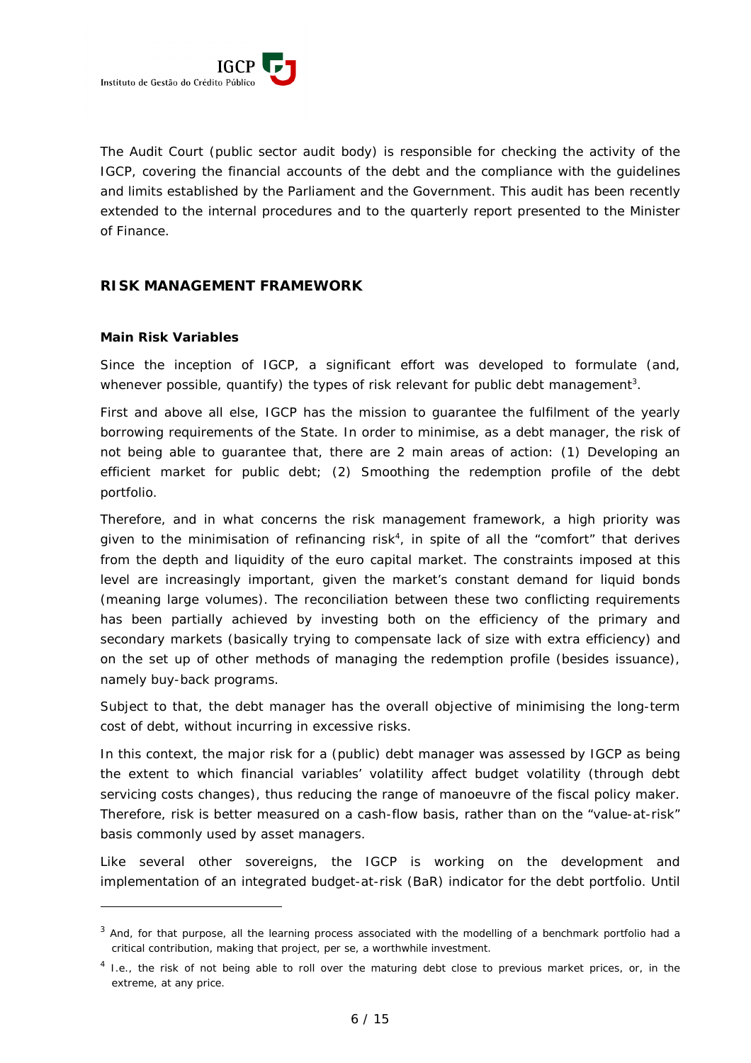The Audit Court (public sector audit body) is responsible for checking the activity of the IGCP, covering the financial accounts of the debt and the compliance with the guidelines and limits established by the Parliament and the Government. This audit has been recently extended to the internal procedures and to the quarterly report presented to the Minister of Finance.

## RISK MANAGEMENT FRAMEWORK

### Main Risk Variables

Since the inception of IGCP, a significant effort was developed to formulate (and, whenever possible, quantify) the types of risk relevant for public debt management[3].

First and above all else, IGCP has the mission to guarantee the fulfilment of the yearly borrowing requirements of the State. In order to minimise, as a debt manager, the risk of not being able to guarantee that, there are 2 main areas of action: (1) Developing an efficient market for public debt; (2) Smoothing the redemption profile of the debt portfolio.

Therefore, and in what concerns the risk management framework, a high priority was given to the minimisation of refinancing risk[4], in spite of all the "comfort" that derives from the depth and liquidity of the euro capital market. The constraints imposed at this level are increasingly important, given the market's constant demand for liquid bonds (meaning large volumes). The reconciliation between these two conflicting requirements has been partially achieved by investing both on the efficiency of the primary and secondary markets (basically trying to compensate lack of size with extra efficiency) and on the set up of other methods of managing the redemption profile (besides issuance), namely buy-back programs.

Subject to that, the debt manager has the overall objective of minimising the long-term cost of debt, without incurring in excessive risks.

In this context, the major risk for a (public) debt manager was assessed by IGCP as being the extent to which financial variables' volatility affect budget volatility (through debt servicing costs changes), thus reducing the range of manoeuvre of the fiscal policy maker. Therefore, risk is better measured on a cash-flow basis, rather than on the "value-at-risk" basis commonly used by asset managers.

Like several other sovereigns, the IGCP is working on the development and implementation of an integrated budget-at-risk (BaR) indicator for the debt portfolio. Until

---

[3] And, for that purpose, all the learning process associated with the modelling of a benchmark portfolio had a critical contribution, making that project, per se, a worthwhile investment.

[4] I.e., the risk of not being able to roll over the maturing debt close to previous market prices, or, in the extreme, at any price.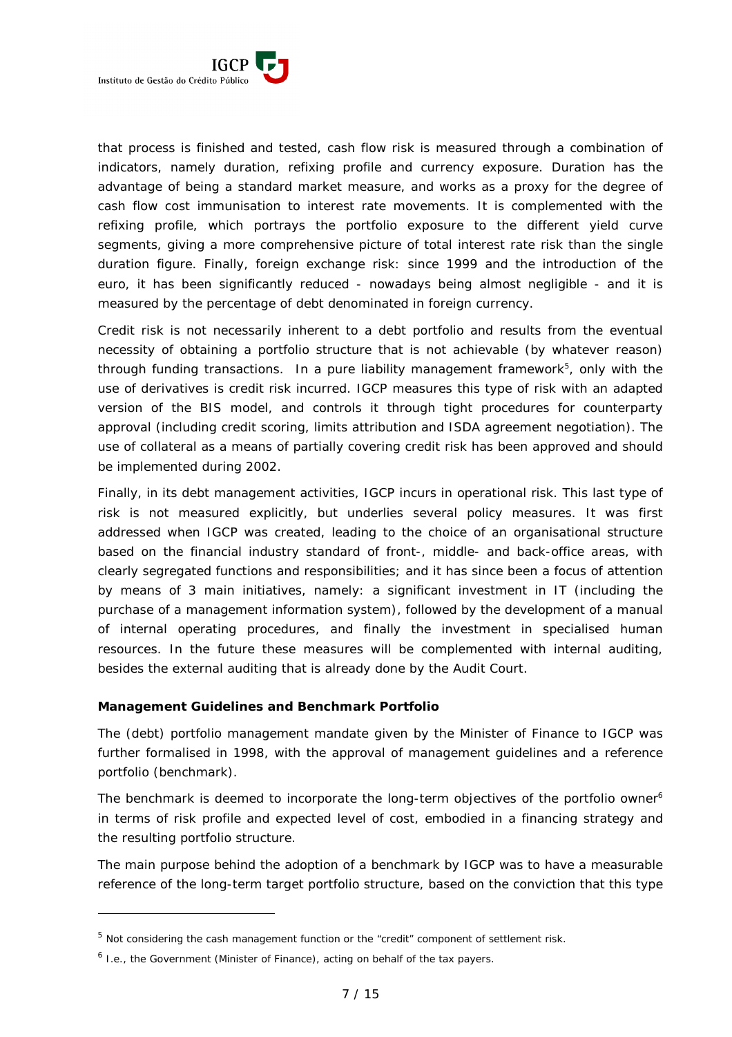that process is finished and tested, cash flow risk is measured through a combination of indicators, namely duration, refixing profile and currency exposure. Duration has the advantage of being a standard market measure, and works as a proxy for the degree of cash flow cost immunisation to interest rate movements. It is complemented with the refixing profile, which portrays the portfolio exposure to the different yield curve segments, giving a more comprehensive picture of total interest rate risk than the single duration figure. Finally, foreign exchange risk: since 1999 and the introduction of the euro, it has been significantly reduced - nowadays being almost negligible - and it is measured by the percentage of debt denominated in foreign currency.

Credit risk is not necessarily inherent to a debt portfolio and results from the eventual necessity of obtaining a portfolio structure that is not achievable (by whatever reason) through funding transactions. In a pure liability management framework[5], only with the use of derivatives is credit risk incurred. IGCP measures this type of risk with an adapted version of the BIS model, and controls it through tight procedures for counterparty approval (including credit scoring, limits attribution and ISDA agreement negotiation). The use of collateral as a means of partially covering credit risk has been approved and should be implemented during 2002.

Finally, in its debt management activities, IGCP incurs in operational risk. This last type of risk is not measured explicitly, but underlies several policy measures. It was first addressed when IGCP was created, leading to the choice of an organisational structure based on the financial industry standard of front-, middle- and back-office areas, with clearly segregated functions and responsibilities; and it has since been a focus of attention by means of 3 main initiatives, namely: a significant investment in IT (including the purchase of a management information system), followed by the development of a manual of internal operating procedures, and finally the investment in specialised human resources. In the future these measures will be complemented with internal auditing, besides the external auditing that is already done by the Audit Court.

**Management Guidelines and Benchmark Portfolio**

The (debt) portfolio management mandate given by the Minister of Finance to IGCP was further formalised in 1998, with the approval of management guidelines and a reference portfolio (benchmark).

The benchmark is deemed to incorporate the long-term objectives of the portfolio owner[6] in terms of risk profile and expected level of cost, embodied in a financing strategy and the resulting portfolio structure.

The main purpose behind the adoption of a benchmark by IGCP was to have a measurable reference of the long-term target portfolio structure, based on the conviction that this type

---

[5] Not considering the cash management function or the "credit" component of settlement risk.

[6] I.e., the Government (Minister of Finance), acting on behalf of the tax payers.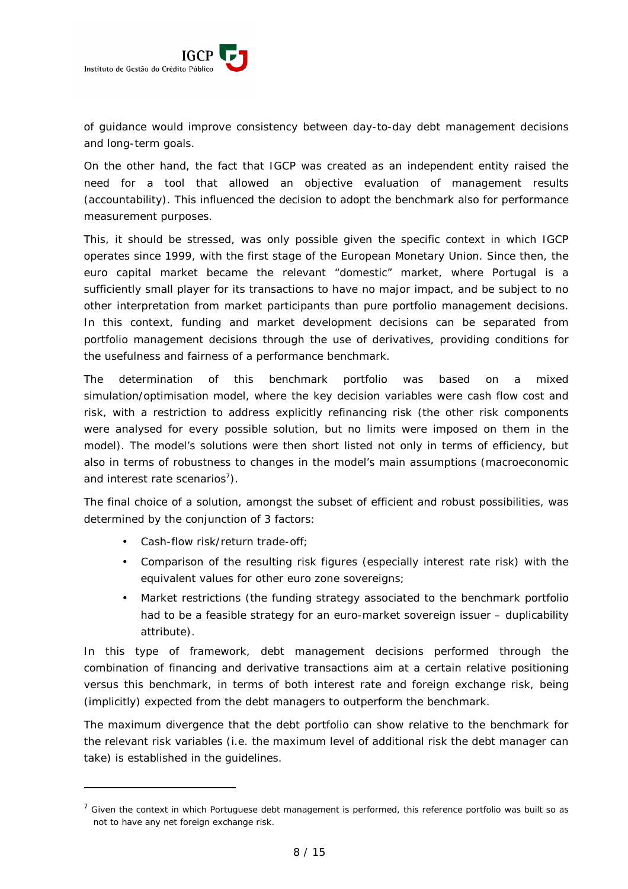of guidance would improve consistency between day-to-day debt management decisions and long-term goals.

On the other hand, the fact that IGCP was created as an independent entity raised the need for a tool that allowed an objective evaluation of management results (accountability). This influenced the decision to adopt the benchmark also for performance measurement purposes.

This, it should be stressed, was only possible given the specific context in which IGCP operates since 1999, with the first stage of the European Monetary Union. Since then, the euro capital market became the relevant "domestic" market, where Portugal is a sufficiently small player for its transactions to have no major impact, and be subject to no other interpretation from market participants than pure portfolio management decisions. In this context, funding and market development decisions can be separated from portfolio management decisions through the use of derivatives, providing conditions for the usefulness and fairness of a performance benchmark.

The determination of this benchmark portfolio was based on a mixed simulation/optimisation model, where the key decision variables were cash flow cost and risk, with a restriction to address explicitly refinancing risk (the other risk components were analysed for every possible solution, but no limits were imposed on them in the model). The model's solutions were then short listed not only in terms of efficiency, but also in terms of robustness to changes in the model's main assumptions (macroeconomic and interest rate scenarios[7]).

The final choice of a solution, amongst the subset of efficient and robust possibilities, was determined by the conjunction of 3 factors:

- Cash-flow risk/return trade-off;
- Comparison of the resulting risk figures (especially interest rate risk) with the equivalent values for other euro zone sovereigns;
- Market restrictions (the funding strategy associated to the benchmark portfolio had to be a feasible strategy for an euro-market sovereign issuer – duplicability attribute).

In this type of framework, debt management decisions performed through the combination of financing and derivative transactions aim at a certain relative positioning versus this benchmark, in terms of both interest rate and foreign exchange risk, being (implicitly) expected from the debt managers to outperform the benchmark.

The maximum divergence that the debt portfolio can show relative to the benchmark for the relevant risk variables (i.e. the maximum level of additional risk the debt manager can take) is established in the guidelines.

---

[7] Given the context in which Portuguese debt management is performed, this reference portfolio was built so as not to have any net foreign exchange risk.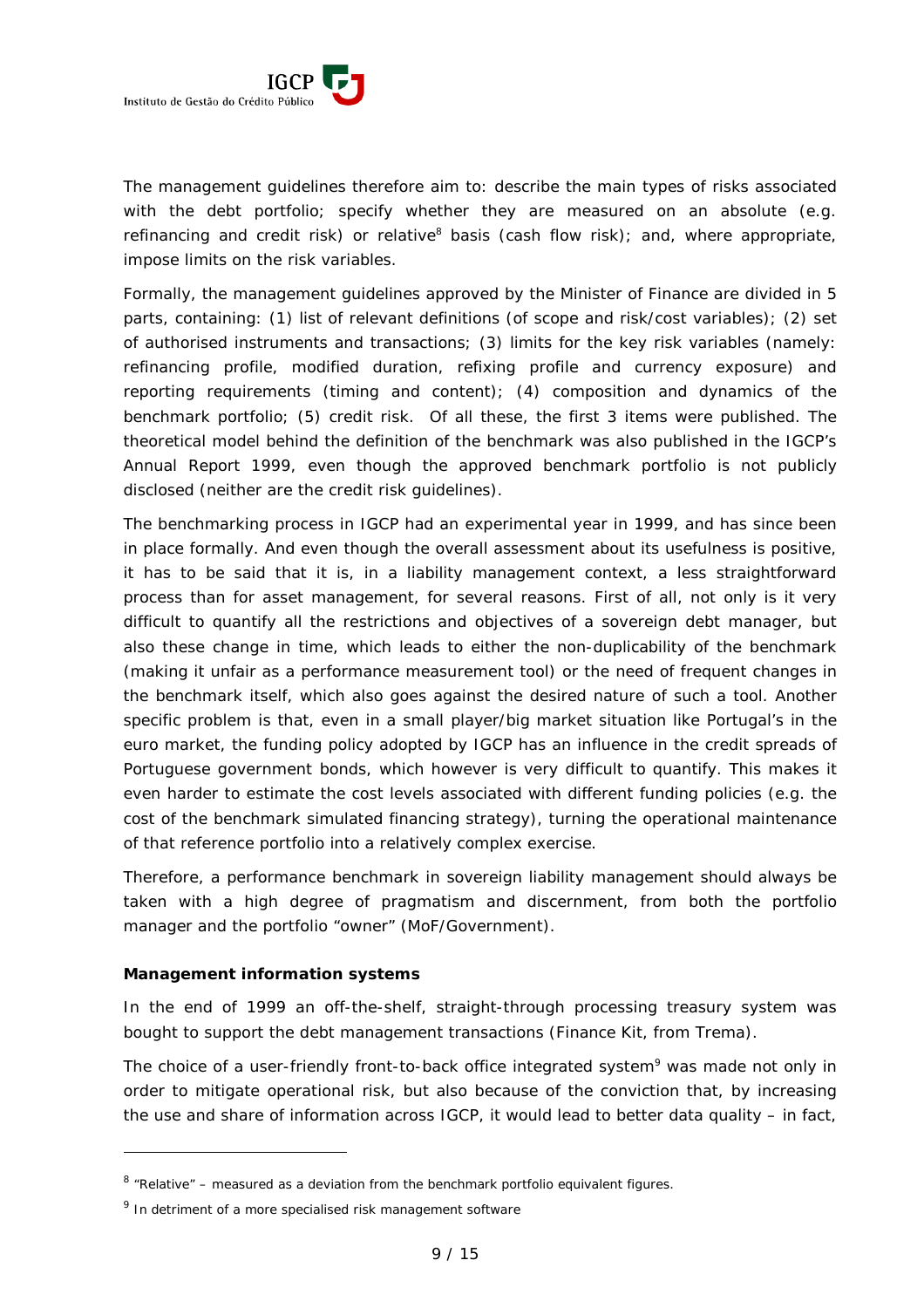The management guidelines therefore aim to: describe the main types of risks associated with the debt portfolio; specify whether they are measured on an absolute (e.g. refinancing and credit risk) or relative[8] basis (cash flow risk); and, where appropriate, impose limits on the risk variables.

Formally, the management guidelines approved by the Minister of Finance are divided in 5 parts, containing: (1) list of relevant definitions (of scope and risk/cost variables); (2) set of authorised instruments and transactions; (3) limits for the key risk variables (namely: refinancing profile, modified duration, refixing profile and currency exposure) and reporting requirements (timing and content); (4) composition and dynamics of the benchmark portfolio; (5) credit risk. Of all these, the first 3 items were published. The theoretical model behind the definition of the benchmark was also published in the IGCP's Annual Report 1999, even though the approved benchmark portfolio is not publicly disclosed (neither are the credit risk guidelines).

The benchmarking process in IGCP had an experimental year in 1999, and has since been in place formally. And even though the overall assessment about its usefulness is positive, it has to be said that it is, in a liability management context, a less straightforward process than for asset management, for several reasons. First of all, not only is it very difficult to quantify all the restrictions and objectives of a sovereign debt manager, but also these change in time, which leads to either the non-duplicability of the benchmark (making it unfair as a performance measurement tool) or the need of frequent changes in the benchmark itself, which also goes against the desired nature of such a tool. Another specific problem is that, even in a small player/big market situation like Portugal's in the euro market, the funding policy adopted by IGCP has an influence in the credit spreads of Portuguese government bonds, which however is very difficult to quantify. This makes it even harder to estimate the cost levels associated with different funding policies (e.g. the cost of the benchmark simulated financing strategy), turning the operational maintenance of that reference portfolio into a relatively complex exercise.

Therefore, a performance benchmark in sovereign liability management should always be taken with a high degree of pragmatism and discernment, from both the portfolio manager and the portfolio "owner" (MoF/Government).

**Management information systems**

In the end of 1999 an off-the-shelf, straight-through processing treasury system was bought to support the debt management transactions (Finance Kit, from Trema).

The choice of a user-friendly front-to-back office integrated system[9] was made not only in order to mitigate operational risk, but also because of the conviction that, by increasing the use and share of information across IGCP, it would lead to better data quality – in fact,

---

[8] "Relative" – measured as a deviation from the benchmark portfolio equivalent figures.

[9] In detriment of a more specialised risk management software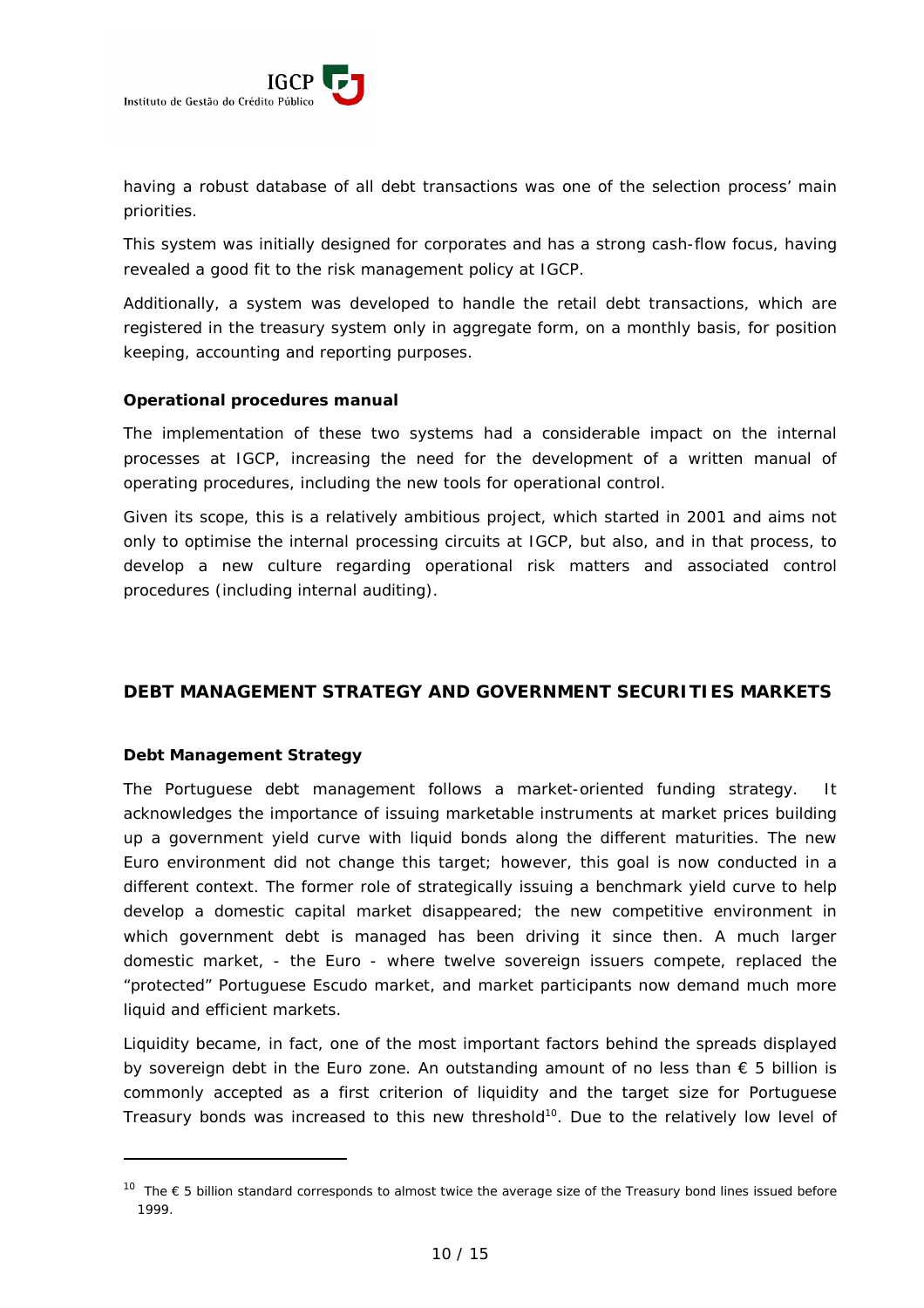having a robust database of all debt transactions was one of the selection process' main priorities.

This system was initially designed for corporates and has a strong cash-flow focus, having revealed a good fit to the risk management policy at IGCP.

Additionally, a system was developed to handle the retail debt transactions, which are registered in the treasury system only in aggregate form, on a monthly basis, for position keeping, accounting and reporting purposes.

**Operational procedures manual**

The implementation of these two systems had a considerable impact on the internal processes at IGCP, increasing the need for the development of a written manual of operating procedures, including the new tools for operational control.

Given its scope, this is a relatively ambitious project, which started in 2001 and aims not only to optimise the internal processing circuits at IGCP, but also, and in that process, to develop a new culture regarding operational risk matters and associated control procedures (including internal auditing).

## DEBT MANAGEMENT STRATEGY AND GOVERNMENT SECURITIES MARKETS

**Debt Management Strategy**

The Portuguese debt management follows a market-oriented funding strategy. It acknowledges the importance of issuing marketable instruments at market prices building up a government yield curve with liquid bonds along the different maturities. The new Euro environment did not change this target; however, this goal is now conducted in a different context. The former role of strategically issuing a benchmark yield curve to help develop a domestic capital market disappeared; the new competitive environment in which government debt is managed has been driving it since then. A much larger domestic market, - the Euro - where twelve sovereign issuers compete, replaced the "protected" Portuguese Escudo market, and market participants now demand much more liquid and efficient markets.

Liquidity became, in fact, one of the most important factors behind the spreads displayed by sovereign debt in the Euro zone. An outstanding amount of no less than € 5 billion is commonly accepted as a first criterion of liquidity and the target size for Portuguese Treasury bonds was increased to this new threshold[10]. Due to the relatively low level of

[10] The € 5 billion standard corresponds to almost twice the average size of the Treasury bond lines issued before 1999.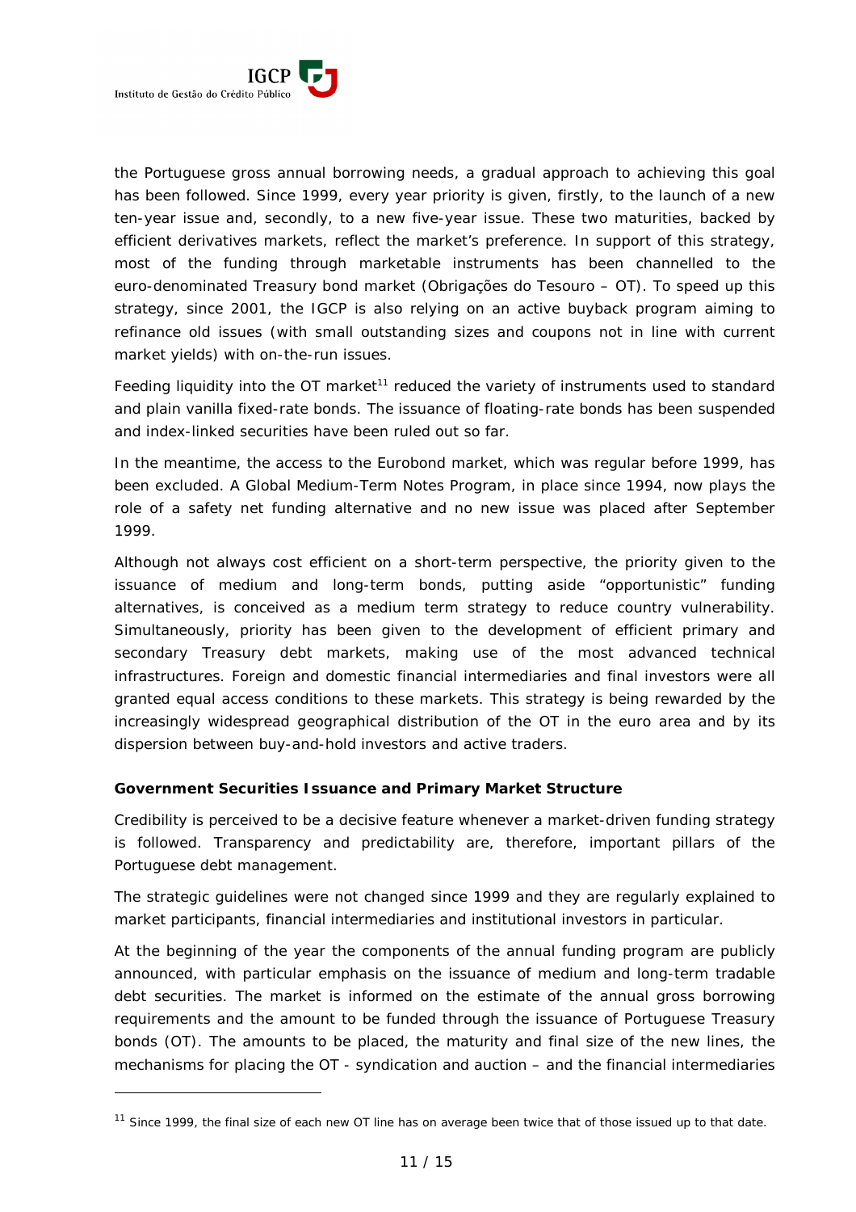the Portuguese gross annual borrowing needs, a gradual approach to achieving this goal has been followed. Since 1999, every year priority is given, firstly, to the launch of a new ten-year issue and, secondly, to a new five-year issue. These two maturities, backed by efficient derivatives markets, reflect the market's preference. In support of this strategy, most of the funding through marketable instruments has been channelled to the euro-denominated Treasury bond market (Obrigações do Tesouro – OT). To speed up this strategy, since 2001, the IGCP is also relying on an active buyback program aiming to refinance old issues (with small outstanding sizes and coupons not in line with current market yields) with on-the-run issues.

Feeding liquidity into the OT market[11] reduced the variety of instruments used to standard and plain vanilla fixed-rate bonds. The issuance of floating-rate bonds has been suspended and index-linked securities have been ruled out so far.

In the meantime, the access to the Eurobond market, which was regular before 1999, has been excluded. A Global Medium-Term Notes Program, in place since 1994, now plays the role of a safety net funding alternative and no new issue was placed after September 1999.

Although not always cost efficient on a short-term perspective, the priority given to the issuance of medium and long-term bonds, putting aside "opportunistic" funding alternatives, is conceived as a medium term strategy to reduce country vulnerability. Simultaneously, priority has been given to the development of efficient primary and secondary Treasury debt markets, making use of the most advanced technical infrastructures. Foreign and domestic financial intermediaries and final investors were all granted equal access conditions to these markets. This strategy is being rewarded by the increasingly widespread geographical distribution of the OT in the euro area and by its dispersion between buy-and-hold investors and active traders.

**Government Securities Issuance and Primary Market Structure**

Credibility is perceived to be a decisive feature whenever a market-driven funding strategy is followed. Transparency and predictability are, therefore, important pillars of the Portuguese debt management.

The strategic guidelines were not changed since 1999 and they are regularly explained to market participants, financial intermediaries and institutional investors in particular.

At the beginning of the year the components of the annual funding program are publicly announced, with particular emphasis on the issuance of medium and long-term tradable debt securities. The market is informed on the estimate of the annual gross borrowing requirements and the amount to be funded through the issuance of Portuguese Treasury bonds (OT). The amounts to be placed, the maturity and final size of the new lines, the mechanisms for placing the OT - syndication and auction – and the financial intermediaries

[11] Since 1999, the final size of each new OT line has on average been twice that of those issued up to that date.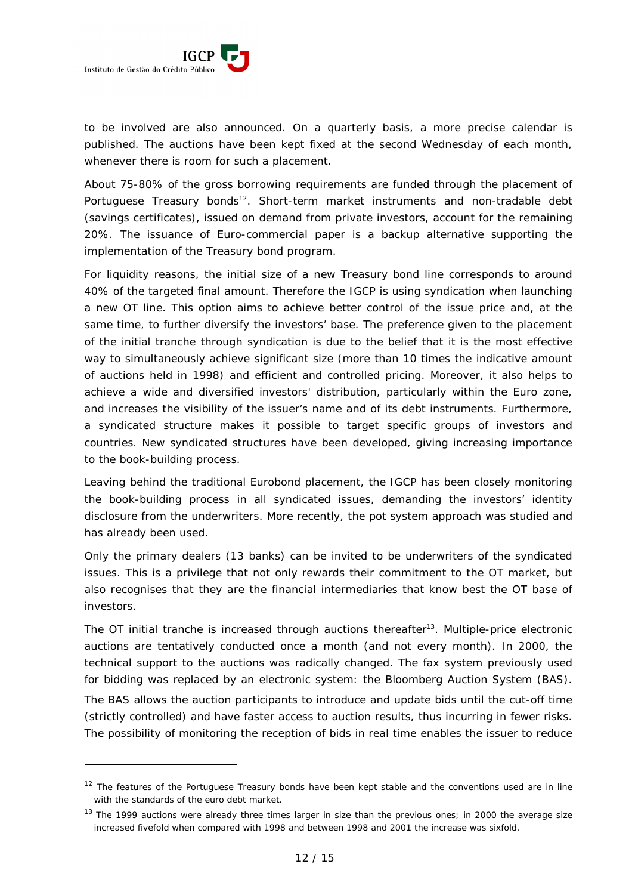to be involved are also announced. On a quarterly basis, a more precise calendar is published. The auctions have been kept fixed at the second Wednesday of each month, whenever there is room for such a placement.

About 75-80% of the gross borrowing requirements are funded through the placement of Portuguese Treasury bonds[12]. Short-term market instruments and non-tradable debt (savings certificates), issued on demand from private investors, account for the remaining 20%. The issuance of Euro-commercial paper is a backup alternative supporting the implementation of the Treasury bond program.

For liquidity reasons, the initial size of a new Treasury bond line corresponds to around 40% of the targeted final amount. Therefore the IGCP is using syndication when launching a new OT line. This option aims to achieve better control of the issue price and, at the same time, to further diversify the investors' base. The preference given to the placement of the initial tranche through syndication is due to the belief that it is the most effective way to simultaneously achieve significant size (more than 10 times the indicative amount of auctions held in 1998) and efficient and controlled pricing. Moreover, it also helps to achieve a wide and diversified investors' distribution, particularly within the Euro zone, and increases the visibility of the issuer's name and of its debt instruments. Furthermore, a syndicated structure makes it possible to target specific groups of investors and countries. New syndicated structures have been developed, giving increasing importance to the book-building process.

Leaving behind the traditional Eurobond placement, the IGCP has been closely monitoring the book-building process in all syndicated issues, demanding the investors' identity disclosure from the underwriters. More recently, the pot system approach was studied and has already been used.

Only the primary dealers (13 banks) can be invited to be underwriters of the syndicated issues. This is a privilege that not only rewards their commitment to the OT market, but also recognises that they are the financial intermediaries that know best the OT base of investors.

The OT initial tranche is increased through auctions thereafter[13]. Multiple-price electronic auctions are tentatively conducted once a month (and not every month). In 2000, the technical support to the auctions was radically changed. The fax system previously used for bidding was replaced by an electronic system: the Bloomberg Auction System (BAS). The BAS allows the auction participants to introduce and update bids until the cut-off time (strictly controlled) and have faster access to auction results, thus incurring in fewer risks. The possibility of monitoring the reception of bids in real time enables the issuer to reduce

---

[12] The features of the Portuguese Treasury bonds have been kept stable and the conventions used are in line with the standards of the euro debt market.

[13] The 1999 auctions were already three times larger in size than the previous ones; in 2000 the average size increased fivefold when compared with 1998 and between 1998 and 2001 the increase was sixfold.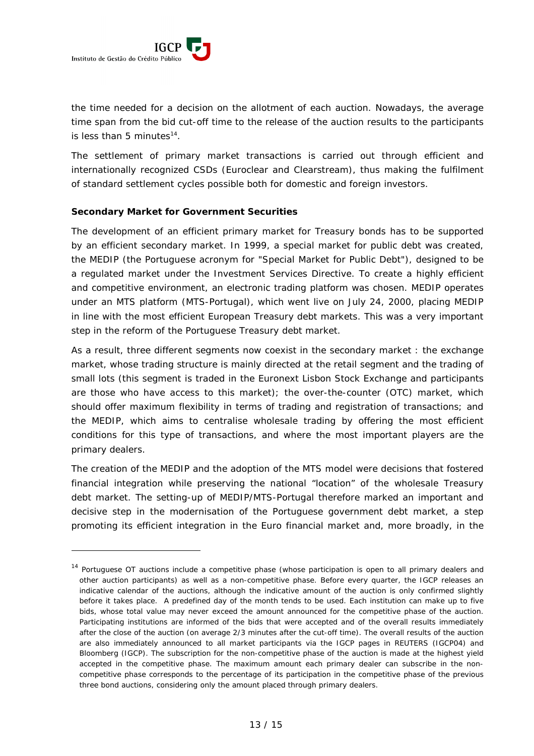the time needed for a decision on the allotment of each auction. Nowadays, the average time span from the bid cut-off time to the release of the auction results to the participants is less than 5 minutes[14].

The settlement of primary market transactions is carried out through efficient and internationally recognized CSDs (Euroclear and Clearstream), thus making the fulfilment of standard settlement cycles possible both for domestic and foreign investors.

**Secondary Market for Government Securities**

The development of an efficient primary market for Treasury bonds has to be supported by an efficient secondary market. In 1999, a special market for public debt was created, the MEDIP (the Portuguese acronym for "Special Market for Public Debt"), designed to be a regulated market under the Investment Services Directive. To create a highly efficient and competitive environment, an electronic trading platform was chosen. MEDIP operates under an MTS platform (MTS-Portugal), which went live on July 24, 2000, placing MEDIP in line with the most efficient European Treasury debt markets. This was a very important step in the reform of the Portuguese Treasury debt market.

As a result, three different segments now coexist in the secondary market : the exchange market, whose trading structure is mainly directed at the retail segment and the trading of small lots (this segment is traded in the Euronext Lisbon Stock Exchange and participants are those who have access to this market); the over-the-counter (OTC) market, which should offer maximum flexibility in terms of trading and registration of transactions; and the MEDIP, which aims to centralise wholesale trading by offering the most efficient conditions for this type of transactions, and where the most important players are the primary dealers.

The creation of the MEDIP and the adoption of the MTS model were decisions that fostered financial integration while preserving the national "location" of the wholesale Treasury debt market. The setting-up of MEDIP/MTS-Portugal therefore marked an important and decisive step in the modernisation of the Portuguese government debt market, a step promoting its efficient integration in the Euro financial market and, more broadly, in the

---

[14] Portuguese OT auctions include a competitive phase (whose participation is open to all primary dealers and other auction participants) as well as a non-competitive phase. Before every quarter, the IGCP releases an indicative calendar of the auctions, although the indicative amount of the auction is only confirmed slightly before it takes place. A predefined day of the month tends to be used. Each institution can make up to five bids, whose total value may never exceed the amount announced for the competitive phase of the auction. Participating institutions are informed of the bids that were accepted and of the overall results immediately after the close of the auction (on average 2/3 minutes after the cut-off time). The overall results of the auction are also immediately announced to all market participants via the IGCP pages in REUTERS (IGCP04) and Bloomberg (IGCP). The subscription for the non-competitive phase of the auction is made at the highest yield accepted in the competitive phase. The maximum amount each primary dealer can subscribe in the non-competitive phase corresponds to the percentage of its participation in the competitive phase of the previous three bond auctions, considering only the amount placed through primary dealers.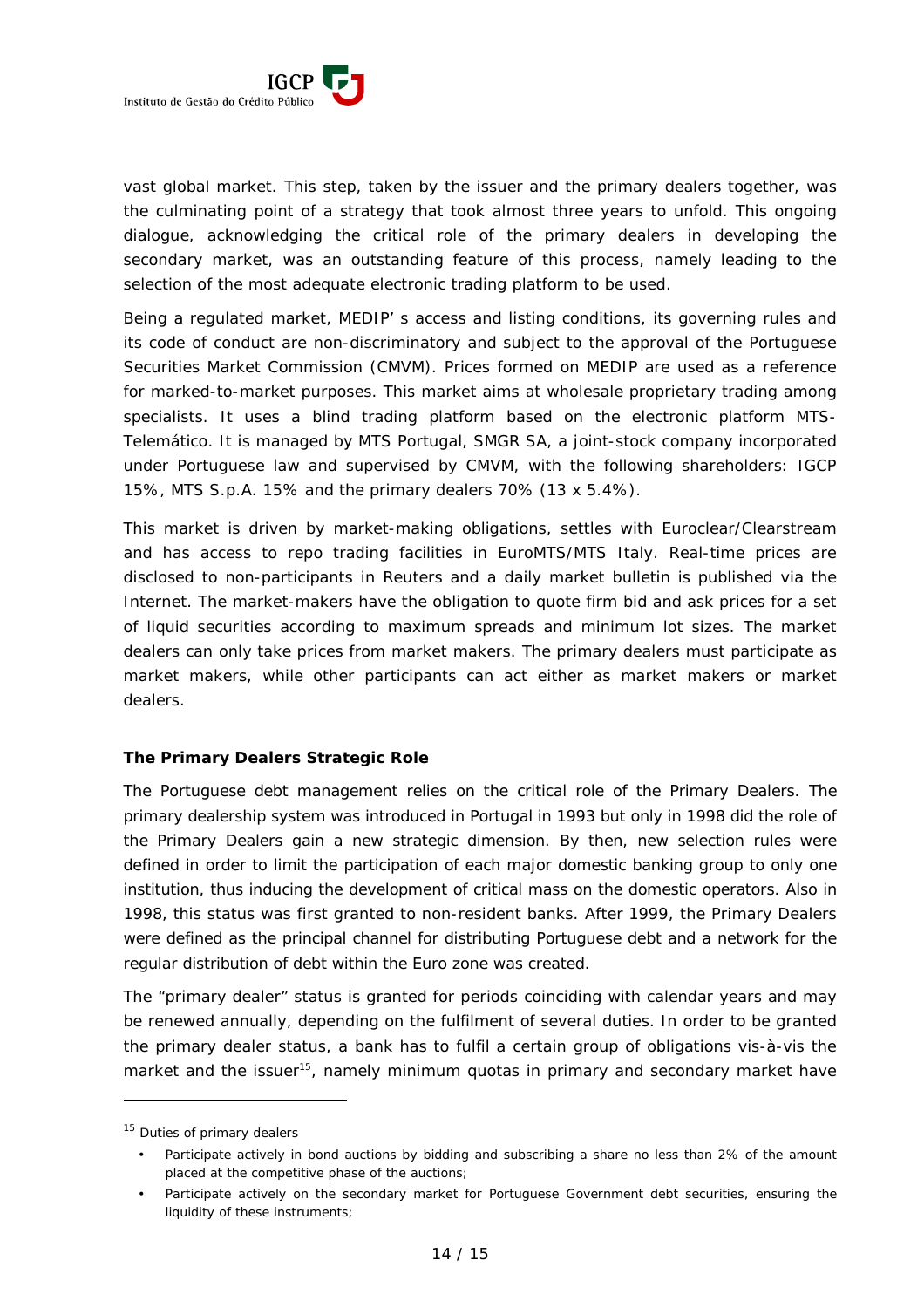vast global market. This step, taken by the issuer and the primary dealers together, was the culminating point of a strategy that took almost three years to unfold. This ongoing dialogue, acknowledging the critical role of the primary dealers in developing the secondary market, was an outstanding feature of this process, namely leading to the selection of the most adequate electronic trading platform to be used.

Being a regulated market, MEDIP' s access and listing conditions, its governing rules and its code of conduct are non-discriminatory and subject to the approval of the Portuguese Securities Market Commission (CMVM). Prices formed on MEDIP are used as a reference for marked-to-market purposes. This market aims at wholesale proprietary trading among specialists. It uses a blind trading platform based on the electronic platform MTS-Telemático. It is managed by MTS Portugal, SMGR SA, a joint-stock company incorporated under Portuguese law and supervised by CMVM, with the following shareholders: IGCP 15%, MTS S.p.A. 15% and the primary dealers 70% (13 x 5.4%).

This market is driven by market-making obligations, settles with Euroclear/Clearstream and has access to repo trading facilities in EuroMTS/MTS Italy. Real-time prices are disclosed to non-participants in Reuters and a daily market bulletin is published via the Internet. The market-makers have the obligation to quote firm bid and ask prices for a set of liquid securities according to maximum spreads and minimum lot sizes. The market dealers can only take prices from market makers. The primary dealers must participate as market makers, while other participants can act either as market makers or market dealers.

### The Primary Dealers Strategic Role

The Portuguese debt management relies on the critical role of the Primary Dealers. The primary dealership system was introduced in Portugal in 1993 but only in 1998 did the role of the Primary Dealers gain a new strategic dimension. By then, new selection rules were defined in order to limit the participation of each major domestic banking group to only one institution, thus inducing the development of critical mass on the domestic operators. Also in 1998, this status was first granted to non-resident banks. After 1999, the Primary Dealers were defined as the principal channel for distributing Portuguese debt and a network for the regular distribution of debt within the Euro zone was created.

The "primary dealer" status is granted for periods coinciding with calendar years and may be renewed annually, depending on the fulfilment of several duties. In order to be granted the primary dealer status, a bank has to fulfil a certain group of obligations vis-à-vis the market and the issuer[15], namely minimum quotas in primary and secondary market have

---

[15] Duties of primary dealers

- Participate actively in bond auctions by bidding and subscribing a share no less than 2% of the amount placed at the competitive phase of the auctions;
- Participate actively on the secondary market for Portuguese Government debt securities, ensuring the liquidity of these instruments;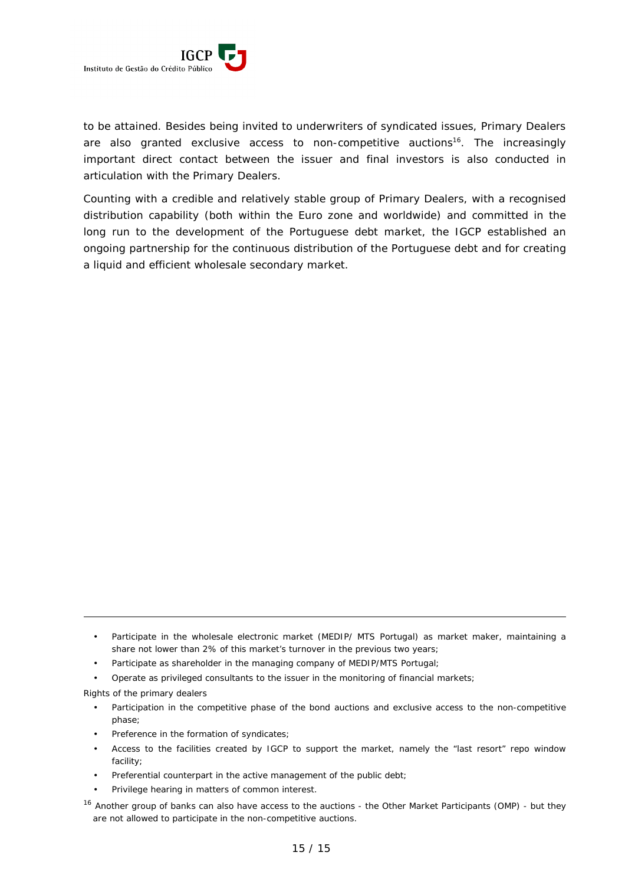to be attained. Besides being invited to underwriters of syndicated issues, Primary Dealers are also granted exclusive access to non-competitive auctions[16]. The increasingly important direct contact between the issuer and final investors is also conducted in articulation with the Primary Dealers.

Counting with a credible and relatively stable group of Primary Dealers, with a recognised distribution capability (both within the Euro zone and worldwide) and committed in the long run to the development of the Portuguese debt market, the IGCP established an ongoing partnership for the continuous distribution of the Portuguese debt and for creating a liquid and efficient wholesale secondary market.

---

- Participate in the wholesale electronic market (MEDIP/ MTS Portugal) as market maker, maintaining a share not lower than 2% of this market's turnover in the previous two years;
- Participate as shareholder in the managing company of MEDIP/MTS Portugal;
- Operate as privileged consultants to the issuer in the monitoring of financial markets;

Rights of the primary dealers

- Participation in the competitive phase of the bond auctions and exclusive access to the non-competitive phase;
- Preference in the formation of syndicates;
- Access to the facilities created by IGCP to support the market, namely the "last resort" repo window facility;
- Preferential counterpart in the active management of the public debt;
- Privilege hearing in matters of common interest.

[16] Another group of banks can also have access to the auctions - the Other Market Participants (OMP) - but they are not allowed to participate in the non-competitive auctions.